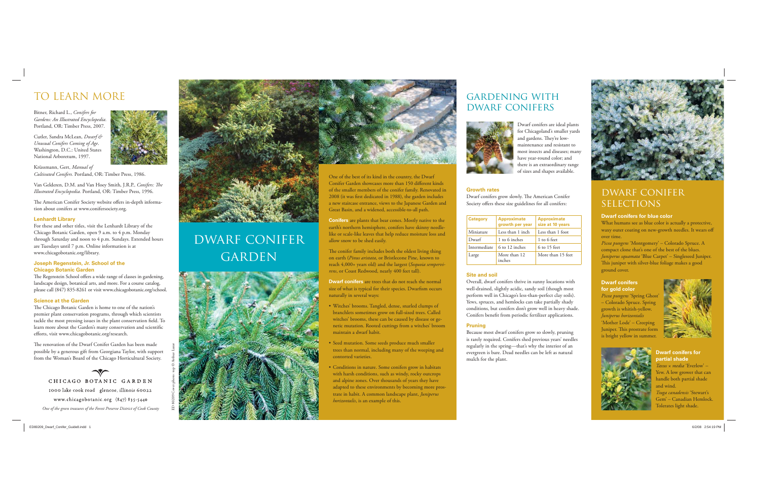# TO LEARN MORE

Bitner, Richard L., *Conifers for Gardens: An Illustrated Encyclopedia.* Portland, OR: Timber Press, 2007.

Cutler, Sandra McLean, *Dwarf & Unusual Conifers Coming of Age*. Washington, D.C.: United States National Arboretum, 1997.

Krüssmann, Gert, *Manual of Cultivated Conifers.* Portland, OR: Timber Press, 1986.

Van Gelderen, D.M. and Van Hoey Smith, J.R.P., *Conifers: The Illustrated Encyclopedia.* Portland, OR: Timber Press, 1996.

The American Conifer Society website offers in-depth information about conifers at www.conifersociety.org.

### Lenhardt Library

For these and other titles, visit the Lenhardt Library of the Chicago Botanic Garden, open 9 a.m. to 4 p.m. Monday through Saturday and noon to 4 p.m. Sundays. Extended hours are Tuesdays until 7 p.m. Online information is at www.chicagobotanic.org/library.

### Joseph Regenstein, Jr. School of the Chicago Botanic Garden

The Regenstein School offers a wide range of classes in gardening, landscape design, botanical arts, and more. For a course catalog, please call (847) 835-8261 or visit www.chicagobotanic.org/school.

### Science at the Garden

The Chicago Botanic Garden is home to one of the nation's premier plant conservation programs, through which scientists tackle the most pressing issues in the plant conservation field. To learn more about the Garden's many conservation and scientific efforts, visit www.chicagobotanic.org/research.

The renovation of the Dwarf Conifer Garden has been made possible by a generous gift from Georgiana Taylor, with support from the Woman's Board of the Chicago Horticultural Society.

CHICAGO BOTANIC GARDEN
1000 lake cook road glencoe, illinois 60022
www.chicagobotanic.org (847) 835-5440

*One of the green treasures of the Forest Preserve District of Cook County*

ED 80209 Cover photo: top © Arthur Lazar

# DWARF CONIFER GARDEN

One of the best of its kind in the country, the Dwarf Conifer Garden showcases more than 150 different kinds of the smaller members of the conifer family. Renovated in 2008 (it was first dedicated in 1988), the garden includes a new staircase entrance, views to the Japanese Garden and Great Basin, and a widened, accessible-to-all path.

**Conifers** are plants that bear cones. Mostly native to the earth's northern hemisphere, conifers have skinny needle-like or scale-like leaves that help reduce moisture loss and allow snow to be shed easily.

The conifer family includes both the oldest living thing on earth (*Pinus aristata*, or Bristlecone Pine, known to reach 4,000+ years old) and the largest (*Sequoia sempervirens*, or Coast Redwood, nearly 400 feet tall).

**Dwarf conifers** are trees that do not reach the normal size of what is typical for their species. Dwarfism occurs naturally in several ways:

- Witches' brooms. Tangled, dense, snarled clumps of branchlets sometimes grow on full-sized trees. Called witches' brooms, these can be caused by disease or genetic mutation. Rooted cuttings from a witches' broom maintain a dwarf habit.
- Seed mutation. Some seeds produce much smaller trees than normal, including many of the weeping and contorted varieties.
- Conditions in nature. Some conifers grow in habitats with harsh conditions, such as windy, rocky outcrops and alpine zones. Over thousands of years they have adapted to these environments by becoming more prostrate in habit. A common landscape plant, *Juniperus horizontalis*, is an example of this.

# GARDENING WITH DWARF CONIFERS

Dwarf conifers are ideal plants for Chicagoland's smaller yards and gardens. They're low-maintenance and resistant to most insects and diseases; many have year-round color; and there is an extraordinary range of sizes and shapes available.

### Growth rates

Dwarf conifers grow slowly. The American Conifer Society offers these size guidelines for all conifers:

| Category | Approximate growth per year | Approximate size at 10 years |
|---|---|---|
| Miniature | Less than 1 inch | Less than 1 foot |
| Dwarf | 1 to 6 inches | 1 to 6 feet |
| Intermediate | 6 to 12 inches | 6 to 15 feet |
| Large | More than 12 inches | More than 15 feet |

### Site and soil

Overall, dwarf conifers thrive in sunny locations with well-drained, slightly acidic, sandy soil (though most perform well in Chicago's less-than-perfect clay soils). Yews, spruces, and hemlocks can take partially shady conditions, but conifers don't grow well in heavy shade. Conifers benefit from periodic fertilizer applications.

### Pruning

Because most dwarf conifers grow so slowly, pruning is rarely required. Conifers shed previous years' needles regularly in the spring—that's why the interior of an evergreen is bare. Dead needles can be left as natural mulch for the plant.

# DWARF CONIFER SELECTIONS

### Dwarf conifers for blue color

What humans see as blue color is actually a protective, waxy outer coating on new-growth needles. It wears off over time.

*Picea pungens* 'Montgomery' – Colorado Spruce. A compact clone that's one of the best of the blues.

*Juniperus squamata* 'Blue Carpet' – Singleseed Juniper. This juniper with silver-blue foliage makes a good ground cover.

### Dwarf conifers for gold color

*Picea pungens* 'Spring Ghost' – Colorado Spruce. Spring growth is whitish-yellow.

*Juniperus horizontalis* 'Mother Lode' – Creeping Juniper. This prostrate form is bright yellow in summer.

### Dwarf conifers for partial shade

*Taxus × media* 'Everlow' – Yew. A low grower that can handle both partial shade and wind.

*Tsuga canadensis* 'Stewart's Gem' – Canadian Hemlock. Tolerates light shade.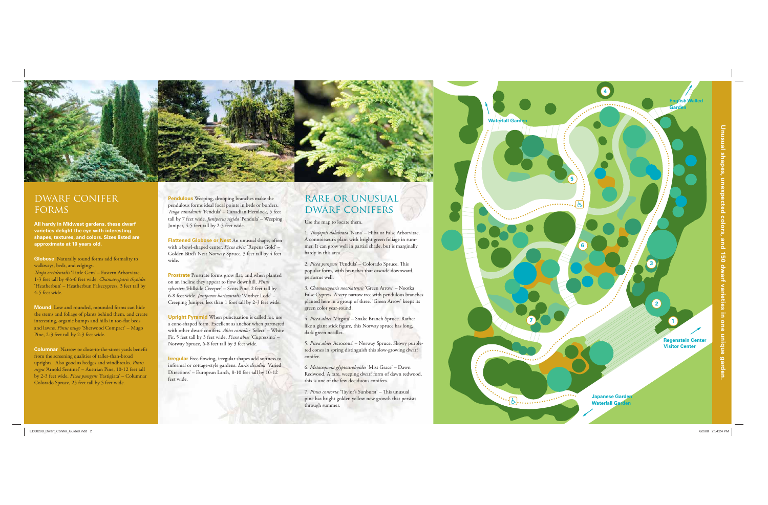# DWARF CONIFER FORMS

**All hardy in Midwest gardens, these dwarf varieties delight the eye with interesting shapes, textures, and colors. Sizes listed are approximate at 10 years old.**

**Globose** Naturally round forms add formality to walkways, beds, and edgings. *Thuja occidentalis* 'Little Gem' – Eastern Arborvitae, 1-3 feet tall by 4½-6 feet wide. *Chamaecyparis thyoides* 'Heatherbun' – Heatherbun Falsecypress, 3 feet tall by 4-5 feet wide.

**Mound** Low and rounded, mounded forms can hide the stems and foliage of plants behind them, and create interesting, organic bumps and hills in too-flat beds and lawns. *Pinus mugo* 'Sherwood Compact' – Mugo Pine, 2-3 feet tall by 2-3 feet wide.

**Columnar** Narrow or close-to-the-street yards benefit from the screening qualities of taller-than-broad uprights. Also good as hedges and windbreaks. *Pinus nigra* 'Arnold Sentinel' – Austrian Pine, 10-12 feet tall by 2-3 feet wide. *Picea pungens* 'Fastigiata' – Columnar Colorado Spruce, 25 feet tall by 5 feet wide.

**Pendulous** Weeping, drooping branches make the pendulous forms ideal focal points in beds or borders. *Tsuga canadensis* 'Pendula' – Canadian Hemlock, 5 feet tall by 7 feet wide. *Juniperus rigida* 'Pendula' – Weeping Juniper, 4-5 feet tall by 2-3 feet wide.

**Flattened Globose or Nest** An unusual shape, often with a bowl-shaped center. *Picea abies* 'Repens Gold' – Golden Bird's Nest Norway Spruce, 3 feet tall by 4 feet wide.

**Prostrate** Prostrate forms grow flat, and when planted on an incline they appear to flow downhill. *Pinus sylvestris* 'Hillside Creeper' – Scots Pine, 2 feet tall by 6-8 feet wide. *Juniperus horizontalis* 'Mother Lode' – Creeping Juniper, less than 1 foot tall by 2-3 feet wide.

**Upright Pyramid** When punctuation is called for, use a cone-shaped form. Excellent as anchor when partnered with other dwarf conifers. *Abies concolor* 'Select' – White Fir, 5 feet tall by 3 feet wide. *Picea abies* 'Cupressina' – Norway Spruce, 6-8 feet tall by 3 feet wide.

**Irregular** Free-flowing, irregular shapes add softness to informal or cottage-style gardens. *Larix decidua* 'Varied Directions' – European Larch, 8-10 feet tall by 10-12 feet wide.

# RARE OR UNUSUAL DWARF CONIFERS

Use the map to locate them.

1. *Thujopsis dolabrata* 'Nana' – Hiba or False Arborvitae. A connoisseur's plant with bright green foliage in summer. It can grow well in partial shade, but is marginally hardy in this area.

2. *Picea pungens* 'Pendula' – Colorado Spruce. This popular form, with branches that cascade downward, performs well.

3. *Chamaecyparis nootkatensis* 'Green Arrow' – Nootka False Cypress. A very narrow tree with pendulous branches planted here in a group of three. 'Green Arrow' keeps its green color year-round.

4. *Picea abies* 'Virgata' – Snake Branch Spruce. Rather like a giant stick figure, this Norway spruce has long, dark green needles.

5. *Picea abies* 'Acrocona' – Norway Spruce. Showy purple-red cones in spring distinguish this slow-growing dwarf conifer.

6. *Metasequoia glyptostroboides* 'Miss Grace' – Dawn Redwood. A rare, weeping dwarf form of dawn redwood, this is one of the few deciduous conifers.

7. *Pinus contorta* 'Taylor's Sunburst' – This unusual pine has bright golden yellow new growth that persists through summer.

Waterfall Garden

English Walled Garden

Regenstein Center Visitor Center

Japanese Garden Waterfall Garden

**Unusual shapes, unexpected colors, and 150 dwarf varieties in one unique garden.**